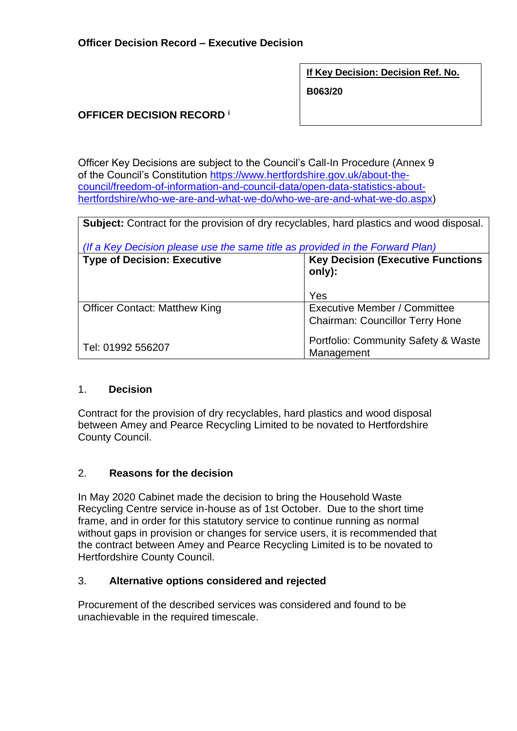**Officer Decision Record – Executive Decision**

| **If Key Decision: Decision Ref. No.** |
|---|
| **B063/20** |

**OFFICER DECISION RECORD** [i]

Officer Key Decisions are subject to the Council's Call-In Procedure (Annex 9 of the Council's Constitution [https://www.hertfordshire.gov.uk/about-the-council/freedom-of-information-and-council-data/open-data-statistics-about-hertfordshire/who-we-are-and-what-we-do/who-we-are-and-what-we-do.aspx](https://www.hertfordshire.gov.uk/about-the-council/freedom-of-information-and-council-data/open-data-statistics-about-hertfordshire/who-we-are-and-what-we-do/who-we-are-and-what-we-do.aspx))

| **Subject:** Contract for the provision of dry recyclables, hard plastics and wood disposal. *(If a Key Decision please use the same title as provided in the Forward Plan)* | |
|---|---|
| **Type of Decision: Executive** | **Key Decision (Executive Functions only):** Yes |
| Officer Contact: Matthew King<br>Tel: 01992 556207 | Executive Member / Committee Chairman: Councillor Terry Hone<br>Portfolio: Community Safety & Waste Management |

## 1. Decision

Contract for the provision of dry recyclables, hard plastics and wood disposal between Amey and Pearce Recycling Limited to be novated to Hertfordshire County Council.

## 2. Reasons for the decision

In May 2020 Cabinet made the decision to bring the Household Waste Recycling Centre service in-house as of 1st October. Due to the short time frame, and in order for this statutory service to continue running as normal without gaps in provision or changes for service users, it is recommended that the contract between Amey and Pearce Recycling Limited is to be novated to Hertfordshire County Council.

## 3. Alternative options considered and rejected

Procurement of the described services was considered and found to be unachievable in the required timescale.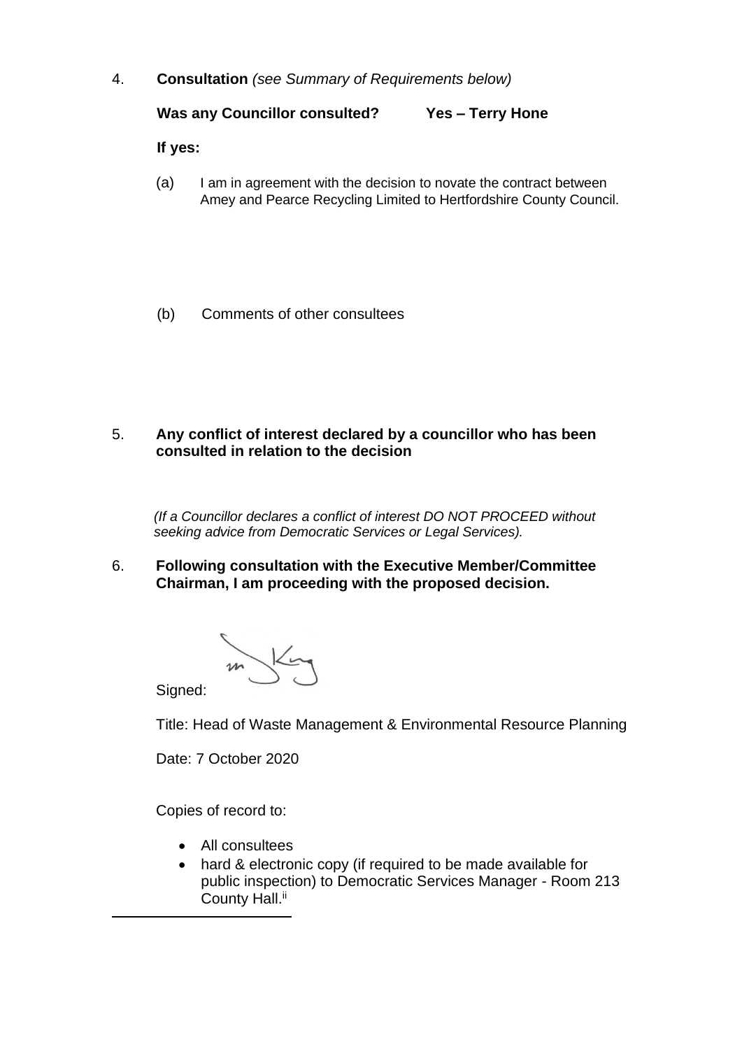4. **Consultation** *(see Summary of Requirements below)*

**Was any Councillor consulted? Yes – Terry Hone**

**If yes:**

(a) I am in agreement with the decision to novate the contract between Amey and Pearce Recycling Limited to Hertfordshire County Council.

(b) Comments of other consultees

5. **Any conflict of interest declared by a councillor who has been consulted in relation to the decision**

*(If a Councillor declares a conflict of interest DO NOT PROCEED without seeking advice from Democratic Services or Legal Services).*

6. **Following consultation with the Executive Member/Committee Chairman, I am proceeding with the proposed decision.**

Signed:

Title: Head of Waste Management & Environmental Resource Planning

Date: 7 October 2020

Copies of record to:

- All consultees
- hard & electronic copy (if required to be made available for public inspection) to Democratic Services Manager - Room 213 County Hall.[ii]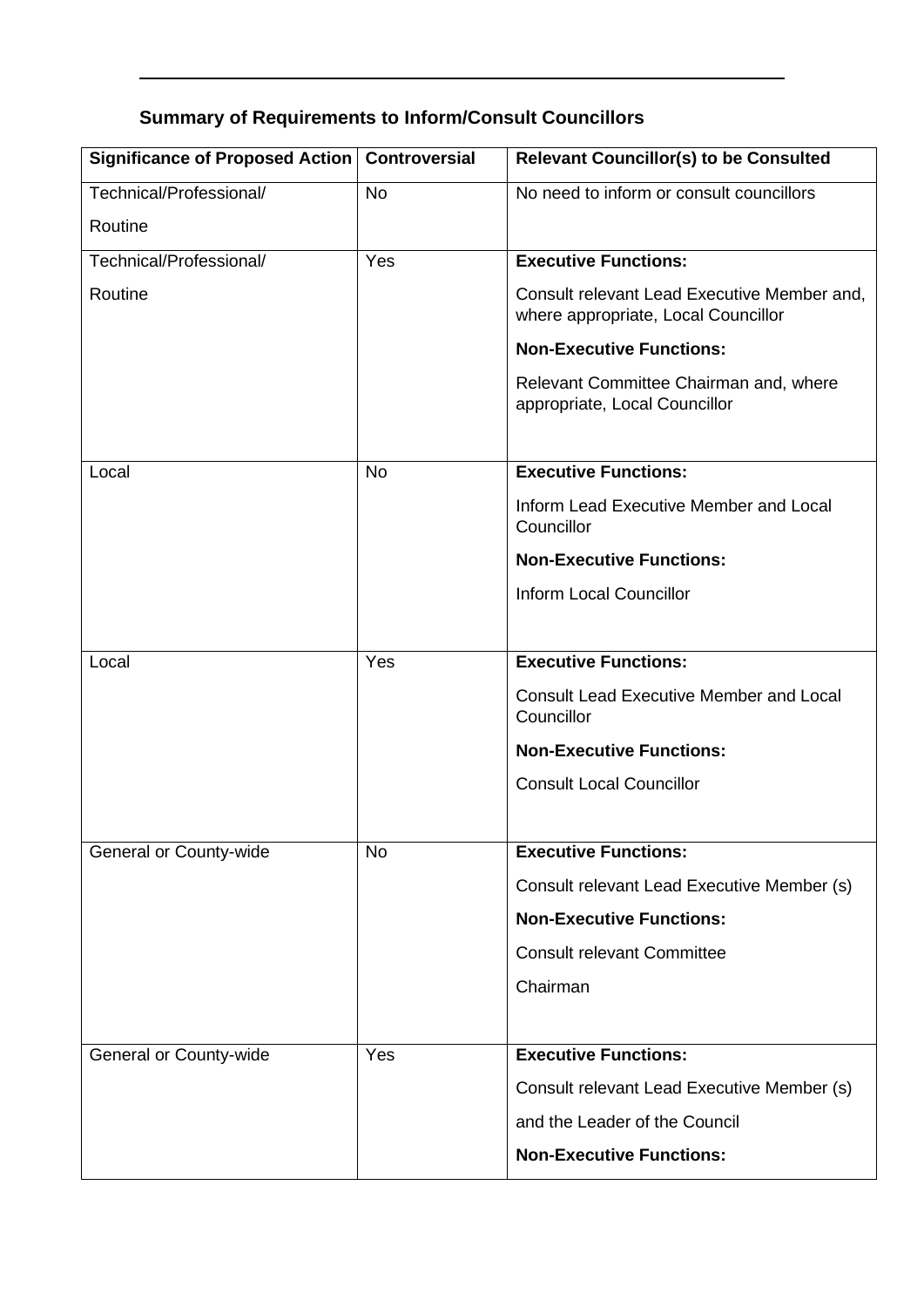## Summary of Requirements to Inform/Consult Councillors

| Significance of Proposed Action | Controversial | Relevant Councillor(s) to be Consulted |
|---|---|---|
| Technical/Professional/ Routine | No | No need to inform or consult councillors |
| Technical/Professional/ Routine | Yes | **Executive Functions:** Consult relevant Lead Executive Member and, where appropriate, Local Councillor **Non-Executive Functions:** Relevant Committee Chairman and, where appropriate, Local Councillor |
| Local | No | **Executive Functions:** Inform Lead Executive Member and Local Councillor **Non-Executive Functions:** Inform Local Councillor |
| Local | Yes | **Executive Functions:** Consult Lead Executive Member and Local Councillor **Non-Executive Functions:** Consult Local Councillor |
| General or County-wide | No | **Executive Functions:** Consult relevant Lead Executive Member (s) **Non-Executive Functions:** Consult relevant Committee Chairman |
| General or County-wide | Yes | **Executive Functions:** Consult relevant Lead Executive Member (s) and the Leader of the Council **Non-Executive Functions:** |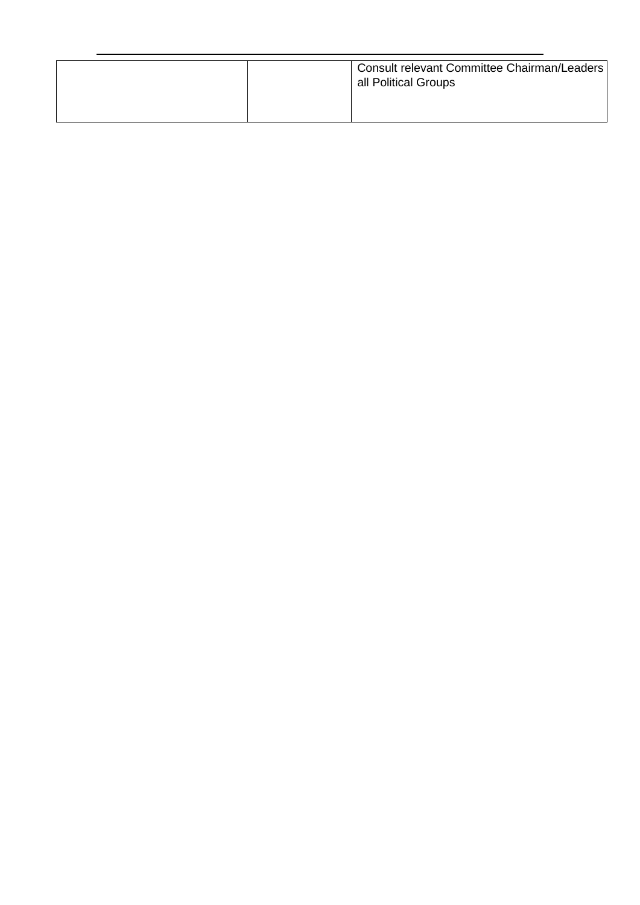| | | |
|---|---|---|
| | | Consult relevant Committee Chairman/Leaders all Political Groups |